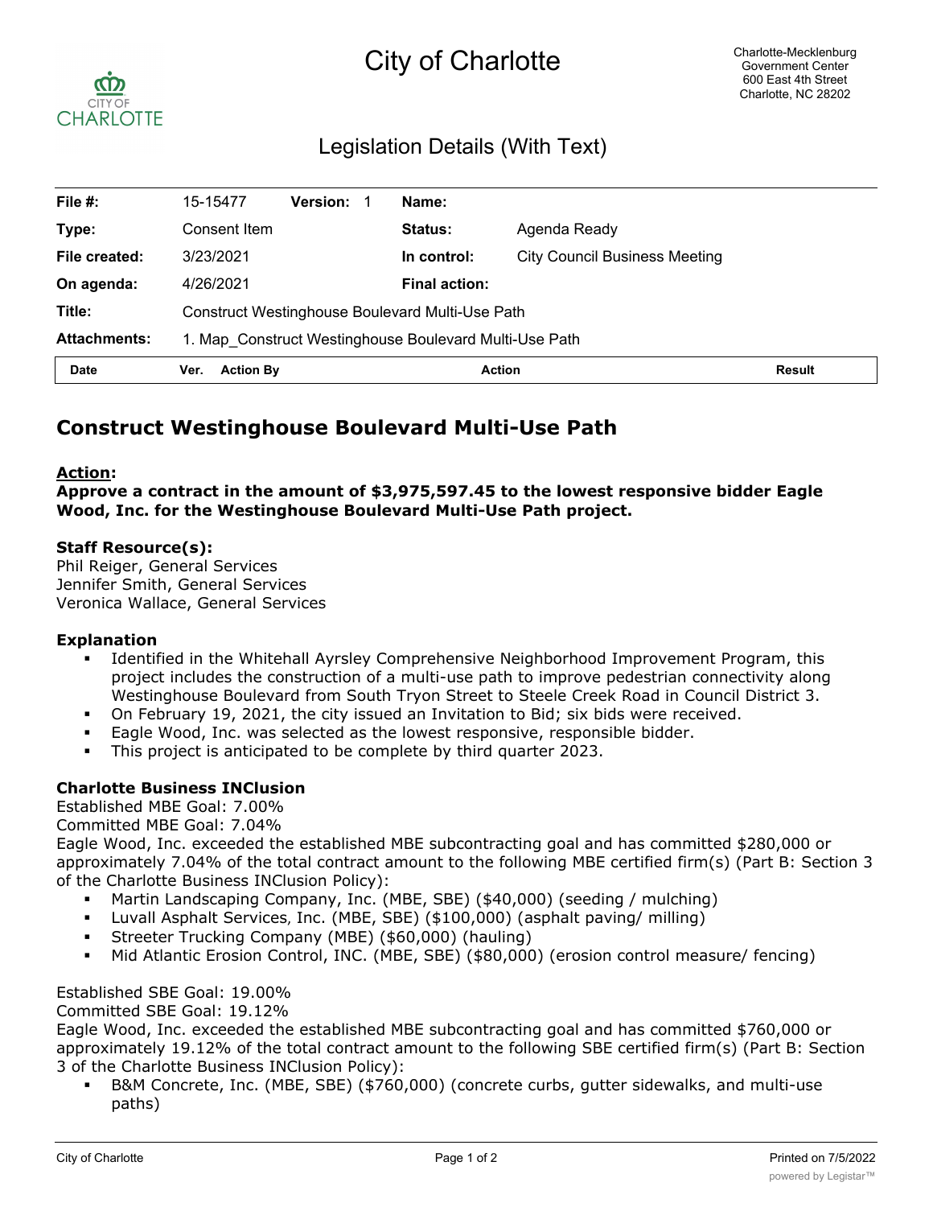# City of Charlotte

Charlotte-Mecklenburg
Government Center
600 East 4th Street
Charlotte, NC 28202

## Legislation Details (With Text)

| | | | | | |
|---|---|---|---|---|---|
| **File #:** | 15-15477 | **Version:** 1 | **Name:** | | |
| **Type:** | Consent Item | | **Status:** | Agenda Ready | |
| **File created:** | 3/23/2021 | | **In control:** | City Council Business Meeting | |
| **On agenda:** | 4/26/2021 | | **Final action:** | | |
| **Title:** | Construct Westinghouse Boulevard Multi-Use Path | | | | |
| **Attachments:** | 1. Map_Construct Westinghouse Boulevard Multi-Use Path | | | | |

| Date | Ver. | Action By | Action | Result |
|---|---|---|---|---|

# Construct Westinghouse Boulevard Multi-Use Path

**Action:**
**Approve a contract in the amount of $3,975,597.45 to the lowest responsive bidder Eagle Wood, Inc. for the Westinghouse Boulevard Multi-Use Path project.**

**Staff Resource(s):**
Phil Reiger, General Services
Jennifer Smith, General Services
Veronica Wallace, General Services

**Explanation**

- Identified in the Whitehall Ayrsley Comprehensive Neighborhood Improvement Program, this project includes the construction of a multi-use path to improve pedestrian connectivity along Westinghouse Boulevard from South Tryon Street to Steele Creek Road in Council District 3.
- On February 19, 2021, the city issued an Invitation to Bid; six bids were received.
- Eagle Wood, Inc. was selected as the lowest responsive, responsible bidder.
- This project is anticipated to be complete by third quarter 2023.

**Charlotte Business INClusion**
Established MBE Goal: 7.00%
Committed MBE Goal: 7.04%
Eagle Wood, Inc. exceeded the established MBE subcontracting goal and has committed $280,000 or approximately 7.04% of the total contract amount to the following MBE certified firm(s) (Part B: Section 3 of the Charlotte Business INClusion Policy):

- Martin Landscaping Company, Inc. (MBE, SBE) ($40,000) (seeding / mulching)
- Luvall Asphalt Services, Inc. (MBE, SBE) ($100,000) (asphalt paving/ milling)
- Streeter Trucking Company (MBE) ($60,000) (hauling)
- Mid Atlantic Erosion Control, INC. (MBE, SBE) ($80,000) (erosion control measure/ fencing)

Established SBE Goal: 19.00%
Committed SBE Goal: 19.12%
Eagle Wood, Inc. exceeded the established MBE subcontracting goal and has committed $760,000 or approximately 19.12% of the total contract amount to the following SBE certified firm(s) (Part B: Section 3 of the Charlotte Business INClusion Policy):

- B&M Concrete, Inc. (MBE, SBE) ($760,000) (concrete curbs, gutter sidewalks, and multi-use paths)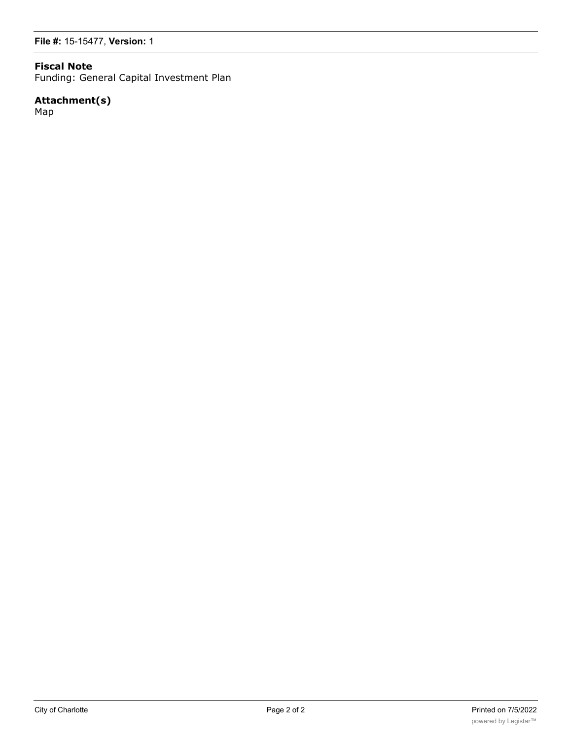**File #:** 15-15477, **Version:** 1

## Fiscal Note

Funding: General Capital Investment Plan

## Attachment(s)

Map